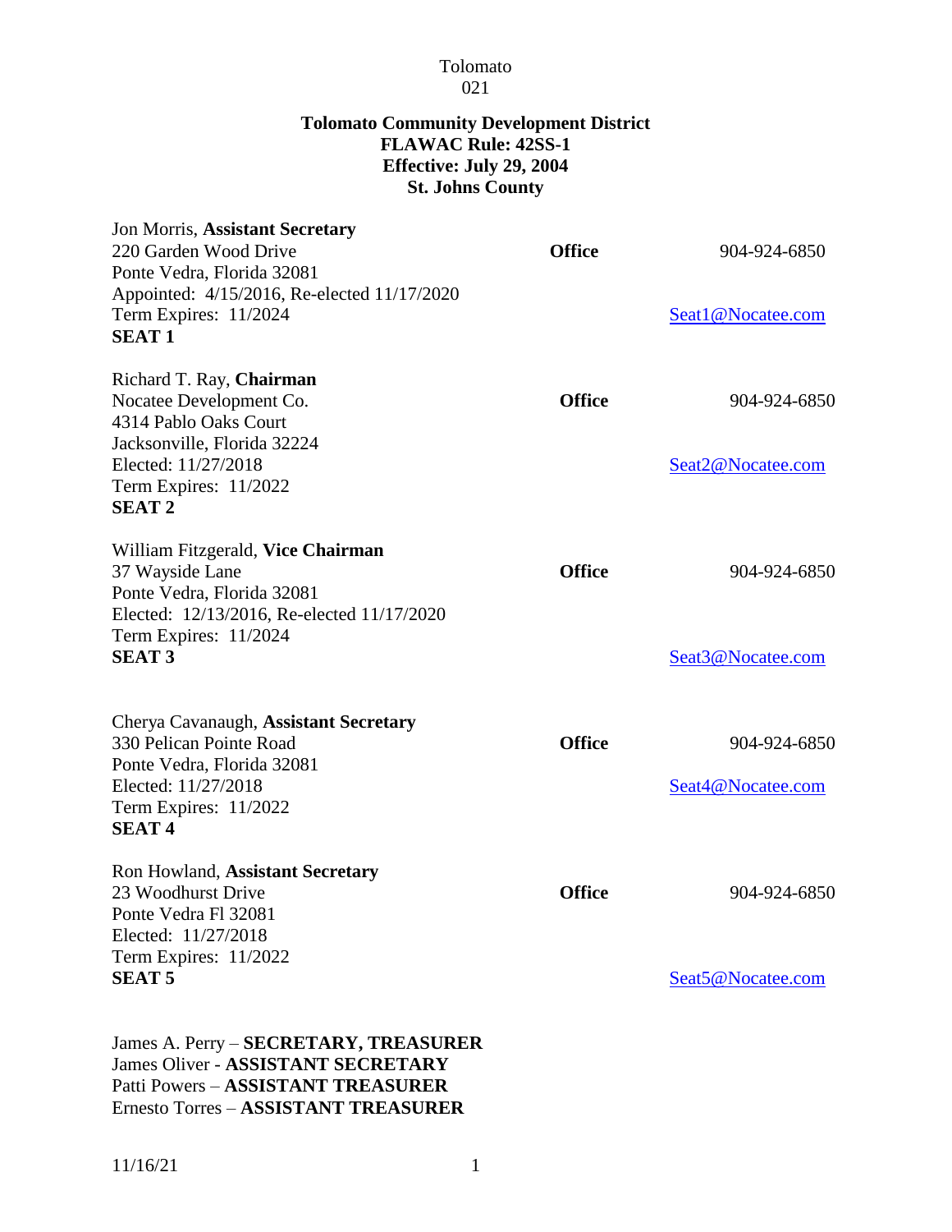Tolomato
021

**Tolomato Community Development District**
**FLAWAC Rule: 42SS-1**
**Effective: July 29, 2004**
**St. Johns County**

Jon Morris, **Assistant Secretary**
220 Garden Wood Drive
Ponte Vedra, Florida 32081
Appointed: 4/15/2016, Re-elected 11/17/2020
Term Expires: 11/2024
**SEAT 1**

**Office** 904-924-6850
Seat1@Nocatee.com

Richard T. Ray, **Chairman**
Nocatee Development Co.
4314 Pablo Oaks Court
Jacksonville, Florida 32224
Elected: 11/27/2018
Term Expires: 11/2022
**SEAT 2**

**Office** 904-924-6850
Seat2@Nocatee.com

William Fitzgerald, **Vice Chairman**
37 Wayside Lane
Ponte Vedra, Florida 32081
Elected: 12/13/2016, Re-elected 11/17/2020
Term Expires: 11/2024
**SEAT 3**

**Office** 904-924-6850
Seat3@Nocatee.com

Cherya Cavanaugh, **Assistant Secretary**
330 Pelican Pointe Road
Ponte Vedra, Florida 32081
Elected: 11/27/2018
Term Expires: 11/2022
**SEAT 4**

**Office** 904-924-6850
Seat4@Nocatee.com

Ron Howland, **Assistant Secretary**
23 Woodhurst Drive
Ponte Vedra Fl 32081
Elected: 11/27/2018
Term Expires: 11/2022
**SEAT 5**

**Office** 904-924-6850
Seat5@Nocatee.com

James A. Perry – **SECRETARY, TREASURER**
James Oliver - **ASSISTANT SECRETARY**
Patti Powers – **ASSISTANT TREASURER**
Ernesto Torres – **ASSISTANT TREASURER**

11/16/21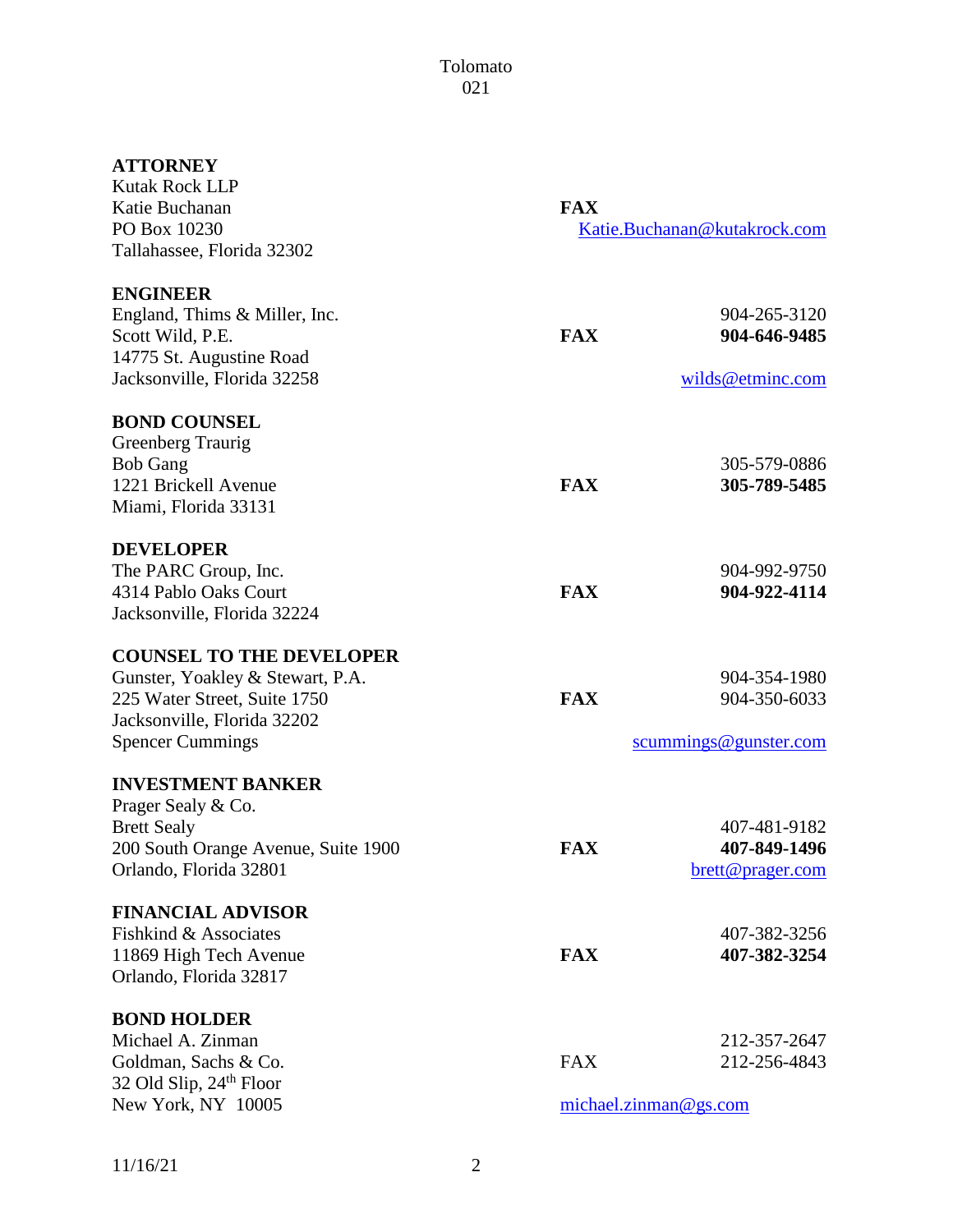**ATTORNEY**
Kutak Rock LLP
Katie Buchanan
PO Box 10230
Tallahassee, Florida 32302

**FAX**
Katie.Buchanan@kutakrock.com

**ENGINEER**
England, Thims & Miller, Inc.
Scott Wild, P.E.
14775 St. Augustine Road
Jacksonville, Florida 32258

904-265-3120
**FAX** **904-646-9485**
wilds@etminc.com

**BOND COUNSEL**
Greenberg Traurig
Bob Gang
1221 Brickell Avenue
Miami, Florida 33131

305-579-0886
**FAX** **305-789-5485**

**DEVELOPER**
The PARC Group, Inc.
4314 Pablo Oaks Court
Jacksonville, Florida 32224

904-992-9750
**FAX** **904-922-4114**

**COUNSEL TO THE DEVELOPER**
Gunster, Yoakley & Stewart, P.A.
225 Water Street, Suite 1750
Jacksonville, Florida 32202
Spencer Cummings

904-354-1980
**FAX** 904-350-6033
scummings@gunster.com

**INVESTMENT BANKER**
Prager Sealy & Co.
Brett Sealy
200 South Orange Avenue, Suite 1900
Orlando, Florida 32801

407-481-9182
**FAX** **407-849-1496**
brett@prager.com

**FINANCIAL ADVISOR**
Fishkind & Associates
11869 High Tech Avenue
Orlando, Florida 32817

407-382-3256
**FAX** **407-382-3254**

**BOND HOLDER**
Michael A. Zinman
Goldman, Sachs & Co.
32 Old Slip, 24th Floor
New York, NY 10005

212-357-2647
FAX 212-256-4843
michael.zinman@gs.com

11/16/21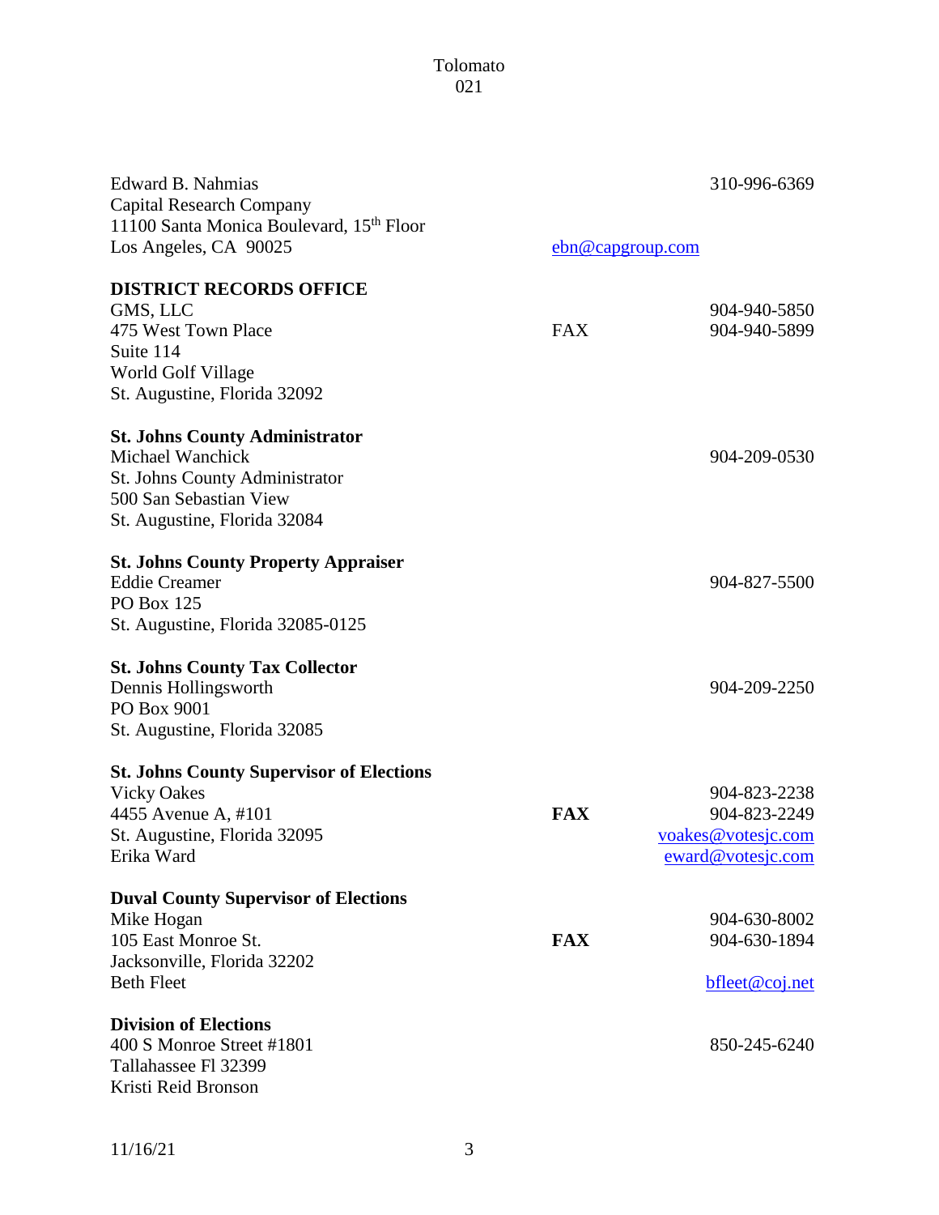Edward B. Nahmias  
Capital Research Company  
11100 Santa Monica Boulevard, 15th Floor  
Los Angeles, CA 90025  
310-996-6369  
ebn@capgroup.com

**DISTRICT RECORDS OFFICE**  
GMS, LLC  
475 West Town Place  
Suite 114  
World Golf Village  
St. Augustine, Florida 32092  
904-940-5850  
FAX 904-940-5899

**St. Johns County Administrator**  
Michael Wanchick  
St. Johns County Administrator  
500 San Sebastian View  
St. Augustine, Florida 32084  
904-209-0530

**St. Johns County Property Appraiser**  
Eddie Creamer  
PO Box 125  
St. Augustine, Florida 32085-0125  
904-827-5500

**St. Johns County Tax Collector**  
Dennis Hollingsworth  
PO Box 9001  
St. Augustine, Florida 32085  
904-209-2250

**St. Johns County Supervisor of Elections**  
Vicky Oakes  
4455 Avenue A, #101  
St. Augustine, Florida 32095  
Erika Ward  
904-823-2238  
**FAX** 904-823-2249  
voakes@votesjc.com  
eward@votesjc.com

**Duval County Supervisor of Elections**  
Mike Hogan  
105 East Monroe St.  
Jacksonville, Florida 32202  
Beth Fleet  
904-630-8002  
**FAX** 904-630-1894  
bfleet@coj.net

**Division of Elections**  
400 S Monroe Street #1801  
Tallahassee Fl 32399  
Kristi Reid Bronson  
850-245-6240

11/16/21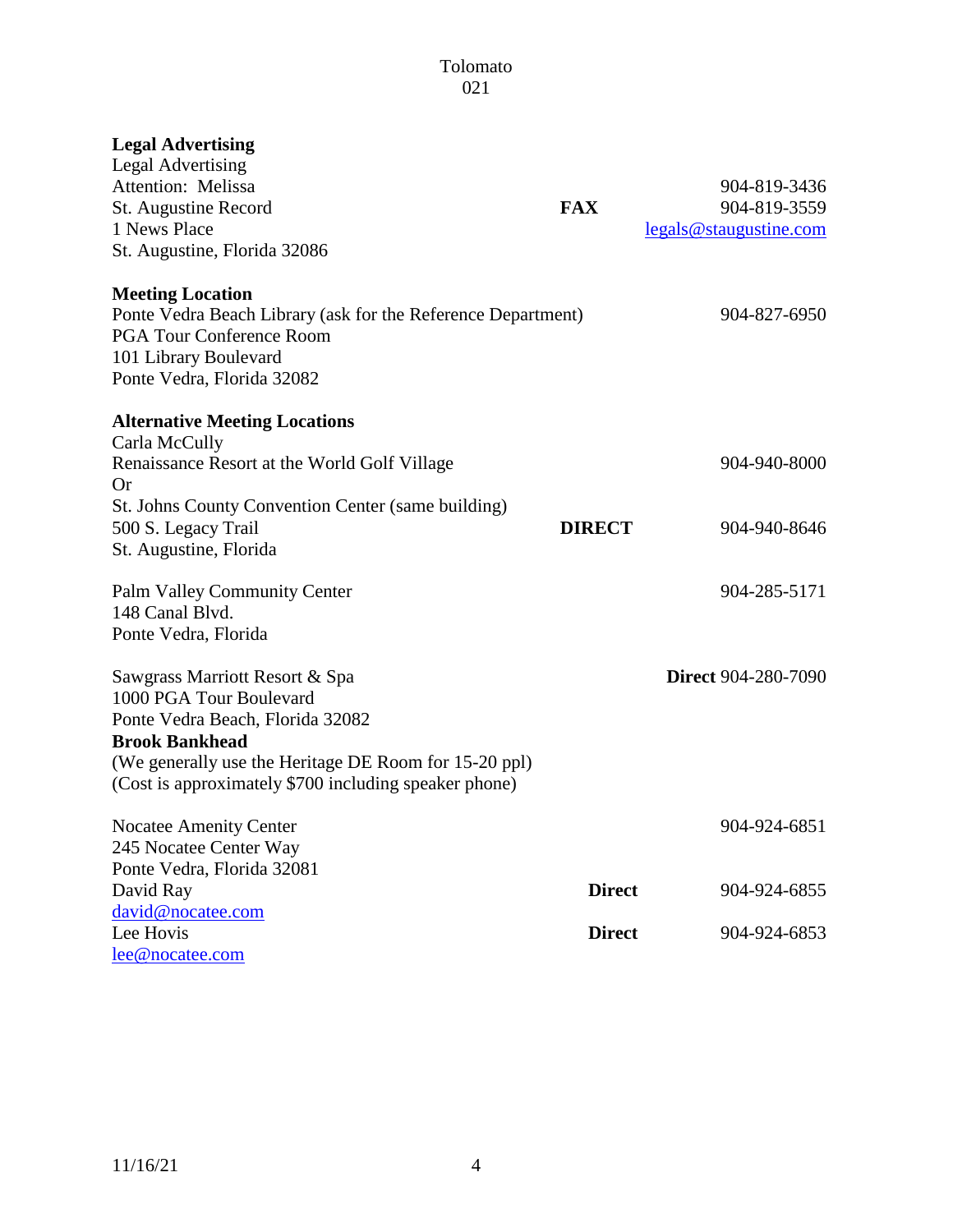**Legal Advertising**

Legal Advertising
Attention: Melissa — 904-819-3436
St. Augustine Record — **FAX** 904-819-3559
1 News Place — legals@staugustine.com
St. Augustine, Florida 32086

**Meeting Location**

Ponte Vedra Beach Library (ask for the Reference Department) — 904-827-6950
PGA Tour Conference Room
101 Library Boulevard
Ponte Vedra, Florida 32082

**Alternative Meeting Locations**

Carla McCully
Renaissance Resort at the World Golf Village — 904-940-8000
Or
St. Johns County Convention Center (same building)
500 S. Legacy Trail — **DIRECT** 904-940-8646
St. Augustine, Florida

Palm Valley Community Center — 904-285-5171
148 Canal Blvd.
Ponte Vedra, Florida

Sawgrass Marriott Resort & Spa — **Direct** 904-280-7090
1000 PGA Tour Boulevard
Ponte Vedra Beach, Florida 32082
**Brook Bankhead**
(We generally use the Heritage DE Room for 15-20 ppl)
(Cost is approximately $700 including speaker phone)

Nocatee Amenity Center — 904-924-6851
245 Nocatee Center Way
Ponte Vedra, Florida 32081
David Ray — **Direct** 904-924-6855
david@nocatee.com
Lee Hovis — **Direct** 904-924-6853
lee@nocatee.com